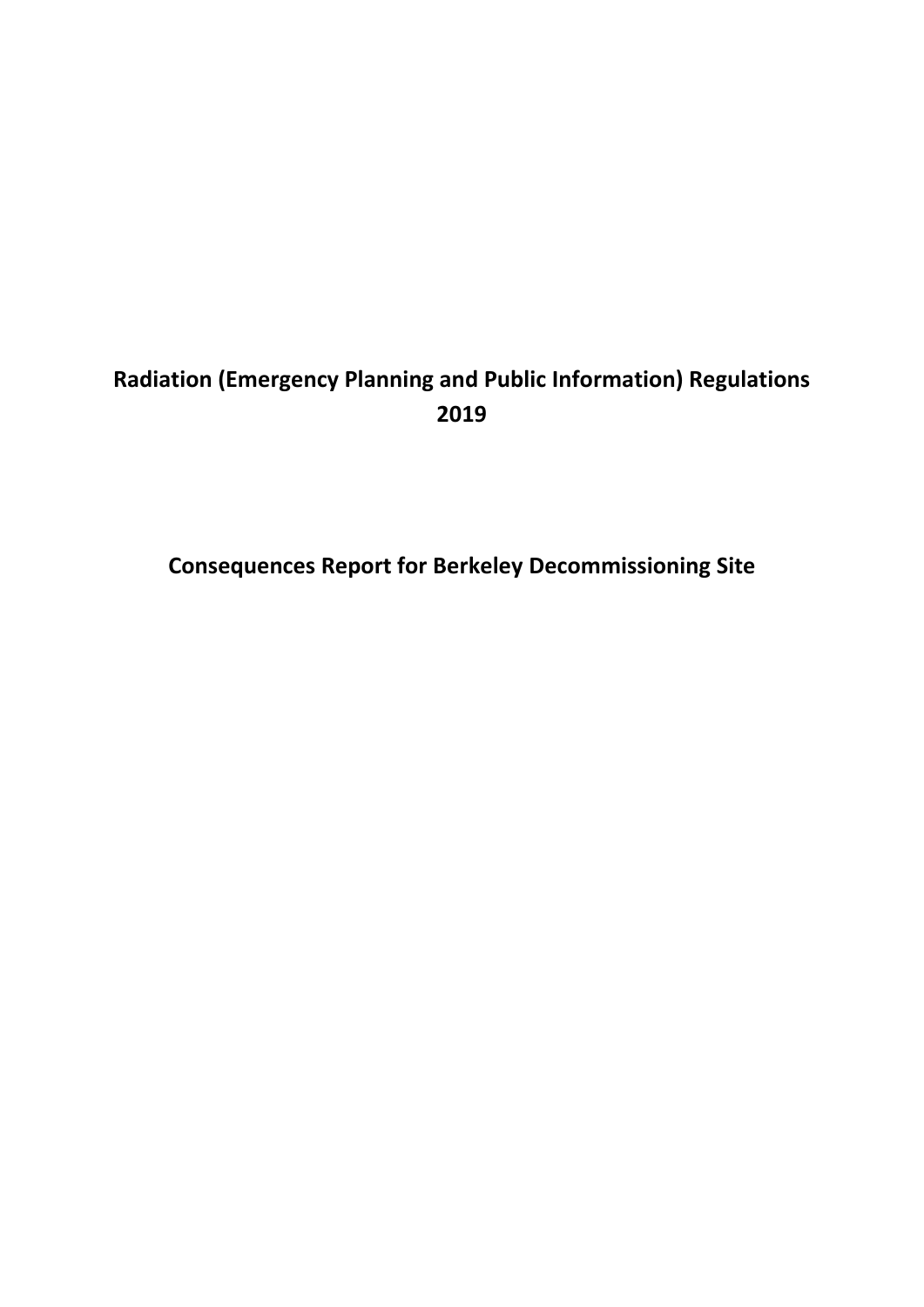# Radiation (Emergency Planning and Public Information) Regulations 2019

## Consequences Report for Berkeley Decommissioning Site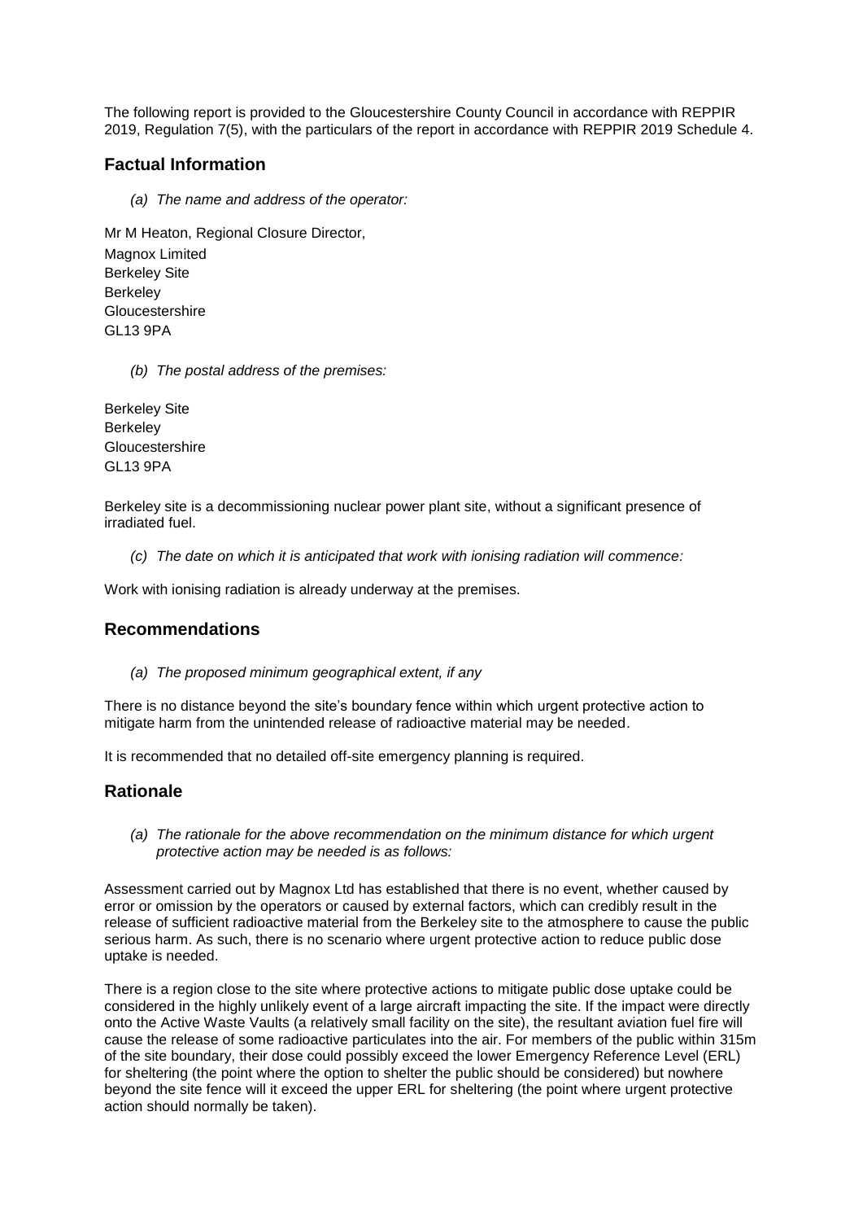The following report is provided to the Gloucestershire County Council in accordance with REPPIR 2019, Regulation 7(5), with the particulars of the report in accordance with REPPIR 2019 Schedule 4.

## Factual Information

*(a) The name and address of the operator:*

Mr M Heaton, Regional Closure Director,
Magnox Limited
Berkeley Site
Berkeley
Gloucestershire
GL13 9PA

*(b) The postal address of the premises:*

Berkeley Site
Berkeley
Gloucestershire
GL13 9PA

Berkeley site is a decommissioning nuclear power plant site, without a significant presence of irradiated fuel.

*(c) The date on which it is anticipated that work with ionising radiation will commence:*

Work with ionising radiation is already underway at the premises.

## Recommendations

*(a) The proposed minimum geographical extent, if any*

There is no distance beyond the site's boundary fence within which urgent protective action to mitigate harm from the unintended release of radioactive material may be needed.

It is recommended that no detailed off-site emergency planning is required.

## Rationale

*(a) The rationale for the above recommendation on the minimum distance for which urgent protective action may be needed is as follows:*

Assessment carried out by Magnox Ltd has established that there is no event, whether caused by error or omission by the operators or caused by external factors, which can credibly result in the release of sufficient radioactive material from the Berkeley site to the atmosphere to cause the public serious harm. As such, there is no scenario where urgent protective action to reduce public dose uptake is needed.

There is a region close to the site where protective actions to mitigate public dose uptake could be considered in the highly unlikely event of a large aircraft impacting the site. If the impact were directly onto the Active Waste Vaults (a relatively small facility on the site), the resultant aviation fuel fire will cause the release of some radioactive particulates into the air. For members of the public within 315m of the site boundary, their dose could possibly exceed the lower Emergency Reference Level (ERL) for sheltering (the point where the option to shelter the public should be considered) but nowhere beyond the site fence will it exceed the upper ERL for sheltering (the point where urgent protective action should normally be taken).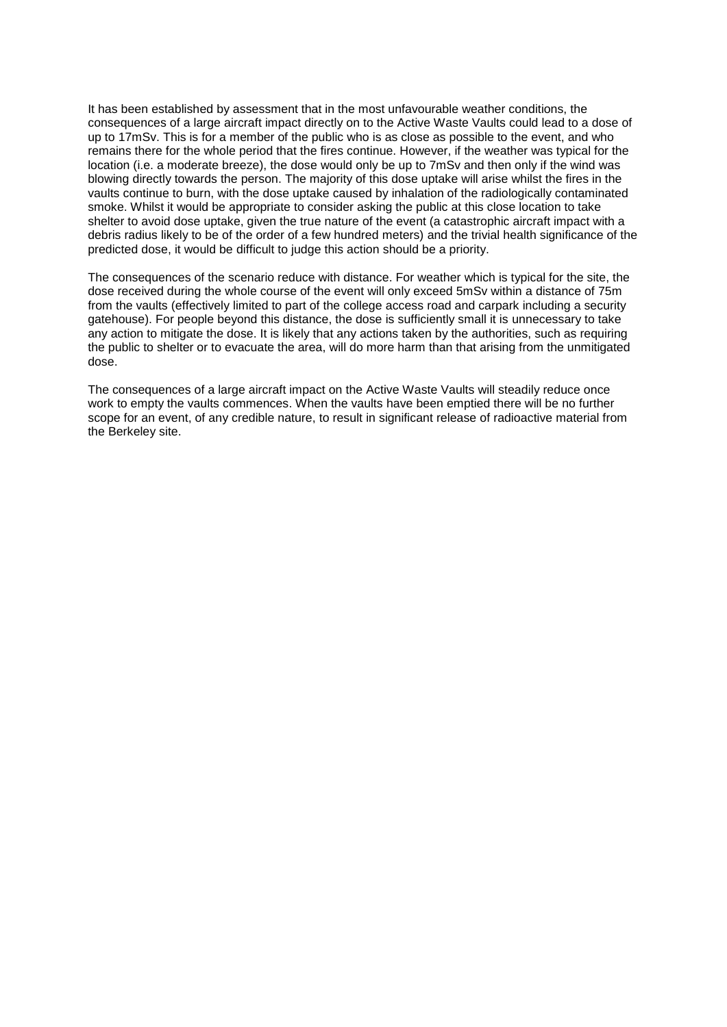It has been established by assessment that in the most unfavourable weather conditions, the consequences of a large aircraft impact directly on to the Active Waste Vaults could lead to a dose of up to 17mSv. This is for a member of the public who is as close as possible to the event, and who remains there for the whole period that the fires continue. However, if the weather was typical for the location (i.e. a moderate breeze), the dose would only be up to 7mSv and then only if the wind was blowing directly towards the person. The majority of this dose uptake will arise whilst the fires in the vaults continue to burn, with the dose uptake caused by inhalation of the radiologically contaminated smoke. Whilst it would be appropriate to consider asking the public at this close location to take shelter to avoid dose uptake, given the true nature of the event (a catastrophic aircraft impact with a debris radius likely to be of the order of a few hundred meters) and the trivial health significance of the predicted dose, it would be difficult to judge this action should be a priority.

The consequences of the scenario reduce with distance. For weather which is typical for the site, the dose received during the whole course of the event will only exceed 5mSv within a distance of 75m from the vaults (effectively limited to part of the college access road and carpark including a security gatehouse). For people beyond this distance, the dose is sufficiently small it is unnecessary to take any action to mitigate the dose. It is likely that any actions taken by the authorities, such as requiring the public to shelter or to evacuate the area, will do more harm than that arising from the unmitigated dose.

The consequences of a large aircraft impact on the Active Waste Vaults will steadily reduce once work to empty the vaults commences. When the vaults have been emptied there will be no further scope for an event, of any credible nature, to result in significant release of radioactive material from the Berkeley site.